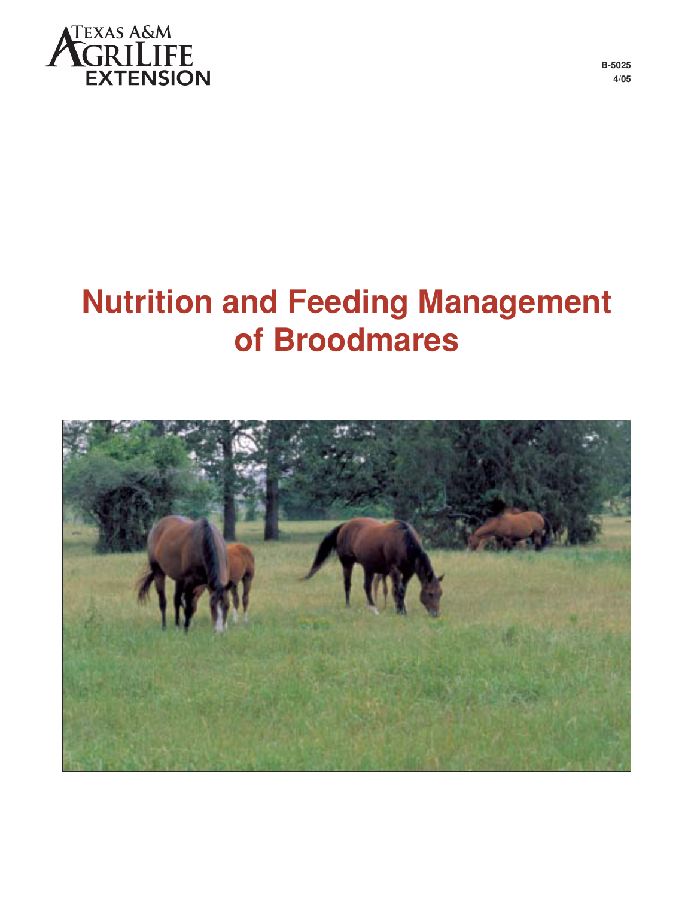Texas A&M AgriLife Extension

B-5025
4/05

# Nutrition and Feeding Management of Broodmares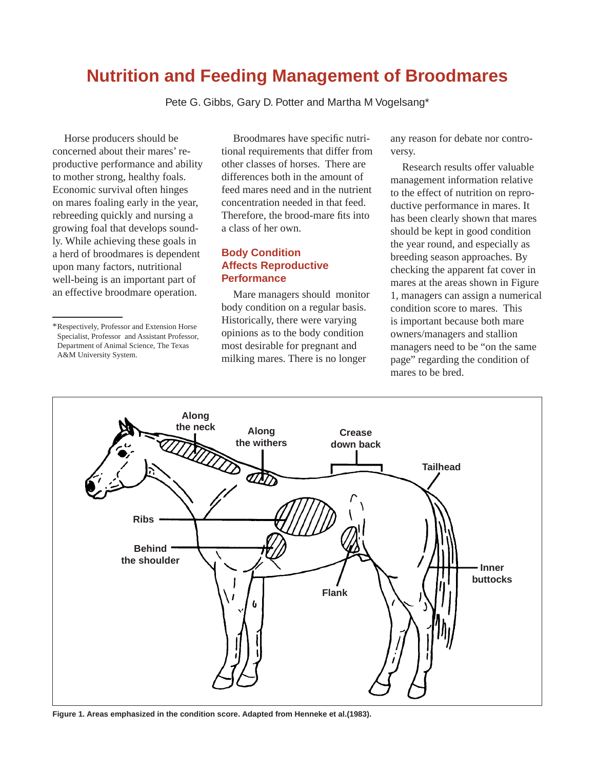# Nutrition and Feeding Management of Broodmares

Pete G. Gibbs, Gary D. Potter and Martha M Vogelsang*

Horse producers should be concerned about their mares' reproductive performance and ability to mother strong, healthy foals. Economic survival often hinges on mares foaling early in the year, rebreeding quickly and nursing a growing foal that develops soundly. While achieving these goals in a herd of broodmares is dependent upon many factors, nutritional well-being is an important part of an effective broodmare operation.

Broodmares have specific nutritional requirements that differ from other classes of horses. There are differences both in the amount of feed mares need and in the nutrient concentration needed in that feed. Therefore, the brood-mare fits into a class of her own.

## Body Condition Affects Reproductive Performance

Mare managers should monitor body condition on a regular basis. Historically, there were varying opinions as to the body condition most desirable for pregnant and milking mares. There is no longer any reason for debate nor controversy.

Research results offer valuable management information relative to the effect of nutrition on reproductive performance in mares. It has been clearly shown that mares should be kept in good condition the year round, and especially as breeding season approaches. By checking the apparent fat cover in mares at the areas shown in Figure 1, managers can assign a numerical condition score to mares. This is important because both mare owners/managers and stallion managers need to be "on the same page" regarding the condition of mares to be bred.

Along the neck, Along the withers, Crease down back, Tailhead, Ribs, Behind the shoulder, Flank, Inner buttocks

**Figure 1. Areas emphasized in the condition score. Adapted from Henneke et al.(1983).**

*Respectively, Professor and Extension Horse Specialist, Professor and Assistant Professor, Department of Animal Science, The Texas A&M University System.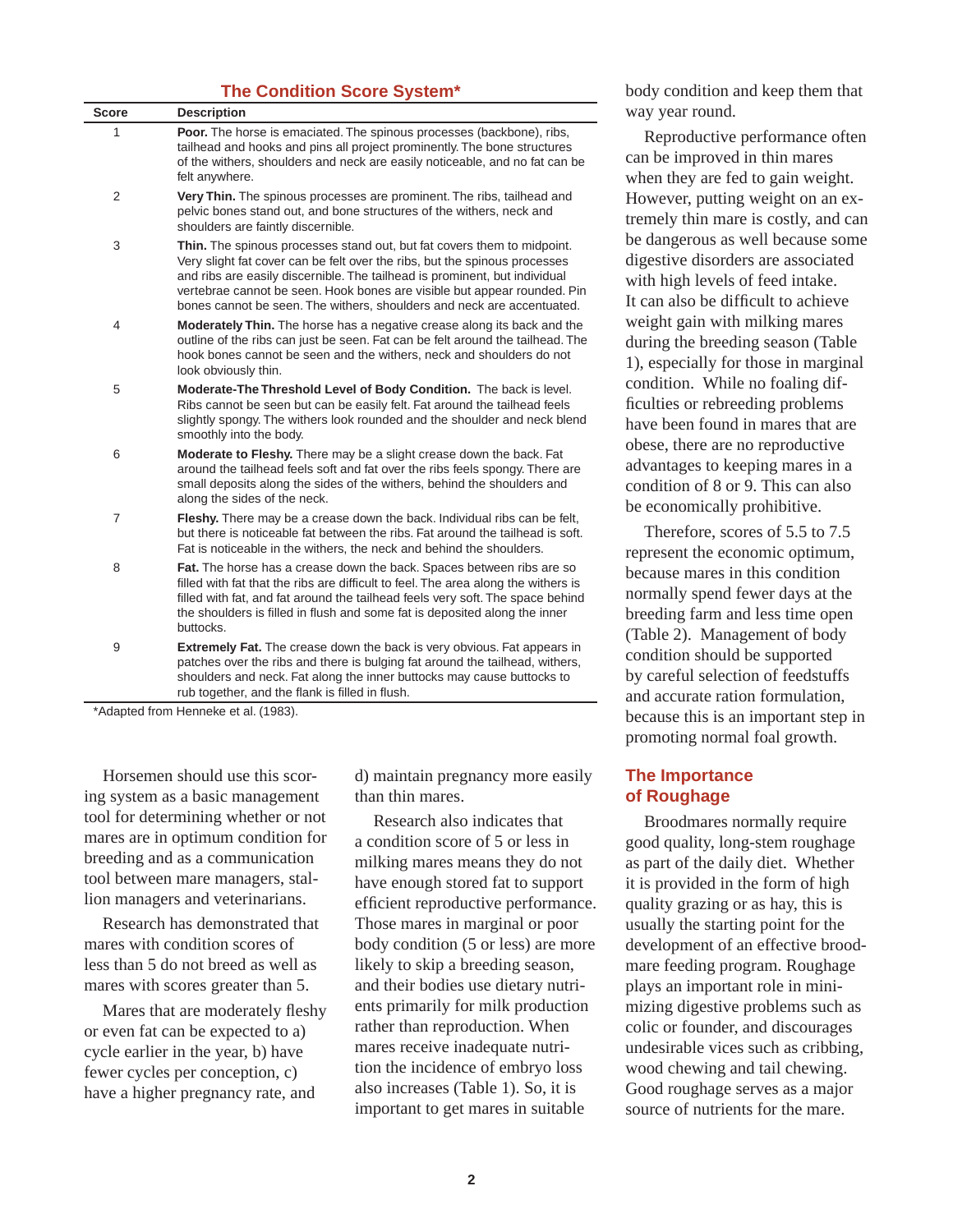### The Condition Score System*

| Score | Description |
|---|---|
| 1 | **Poor.** The horse is emaciated. The spinous processes (backbone), ribs, tailhead and hooks and pins all project prominently. The bone structures of the withers, shoulders and neck are easily noticeable, and no fat can be felt anywhere. |
| 2 | **Very Thin.** The spinous processes are prominent. The ribs, tailhead and pelvic bones stand out, and bone structures of the withers, neck and shoulders are faintly discernible. |
| 3 | **Thin.** The spinous processes stand out, but fat covers them to midpoint. Very slight fat cover can be felt over the ribs, but the spinous processes and ribs are easily discernible. The tailhead is prominent, but individual vertebrae cannot be seen. Hook bones are visible but appear rounded. Pin bones cannot be seen. The withers, shoulders and neck are accentuated. |
| 4 | **Moderately Thin.** The horse has a negative crease along its back and the outline of the ribs can just be seen. Fat can be felt around the tailhead. The hook bones cannot be seen and the withers, neck and shoulders do not look obviously thin. |
| 5 | **Moderate-The Threshold Level of Body Condition.** The back is level. Ribs cannot be seen but can be easily felt. Fat around the tailhead feels slightly spongy. The withers look rounded and the shoulder and neck blend smoothly into the body. |
| 6 | **Moderate to Fleshy.** There may be a slight crease down the back. Fat around the tailhead feels soft and fat over the ribs feels spongy. There are small deposits along the sides of the withers, behind the shoulders and along the sides of the neck. |
| 7 | **Fleshy.** There may be a crease down the back. Individual ribs can be felt, but there is noticeable fat between the ribs. Fat around the tailhead is soft. Fat is noticeable in the withers, the neck and behind the shoulders. |
| 8 | **Fat.** The horse has a crease down the back. Spaces between ribs are so filled with fat that the ribs are difficult to feel. The area along the withers is filled with fat, and fat around the tailhead feels very soft. The space behind the shoulders is filled in flush and some fat is deposited along the inner buttocks. |
| 9 | **Extremely Fat.** The crease down the back is very obvious. Fat appears in patches over the ribs and there is bulging fat around the tailhead, withers, shoulders and neck. Fat along the inner buttocks may cause buttocks to rub together, and the flank is filled in flush. |

*Adapted from Henneke et al. (1983).

Horsemen should use this scoring system as a basic management tool for determining whether or not mares are in optimum condition for breeding and as a communication tool between mare managers, stallion managers and veterinarians.

Research has demonstrated that mares with condition scores of less than 5 do not breed as well as mares with scores greater than 5.

Mares that are moderately fleshy or even fat can be expected to a) cycle earlier in the year, b) have fewer cycles per conception, c) have a higher pregnancy rate, and d) maintain pregnancy more easily than thin mares.

Research also indicates that a condition score of 5 or less in milking mares means they do not have enough stored fat to support efficient reproductive performance. Those mares in marginal or poor body condition (5 or less) are more likely to skip a breeding season, and their bodies use dietary nutrients primarily for milk production rather than reproduction. When mares receive inadequate nutrition the incidence of embryo loss also increases (Table 1). So, it is important to get mares in suitable body condition and keep them that way year round.

Reproductive performance often can be improved in thin mares when they are fed to gain weight. However, putting weight on an extremely thin mare is costly, and can be dangerous as well because some digestive disorders are associated with high levels of feed intake. It can also be difficult to achieve weight gain with milking mares during the breeding season (Table 1), especially for those in marginal condition. While no foaling difficulties or rebreeding problems have been found in mares that are obese, there are no reproductive advantages to keeping mares in a condition of 8 or 9. This can also be economically prohibitive.

Therefore, scores of 5.5 to 7.5 represent the economic optimum, because mares in this condition normally spend fewer days at the breeding farm and less time open (Table 2). Management of body condition should be supported by careful selection of feedstuffs and accurate ration formulation, because this is an important step in promoting normal foal growth.

## The Importance of Roughage

Broodmares normally require good quality, long-stem roughage as part of the daily diet. Whether it is provided in the form of high quality grazing or as hay, this is usually the starting point for the development of an effective broodmare feeding program. Roughage plays an important role in minimizing digestive problems such as colic or founder, and discourages undesirable vices such as cribbing, wood chewing and tail chewing. Good roughage serves as a major source of nutrients for the mare.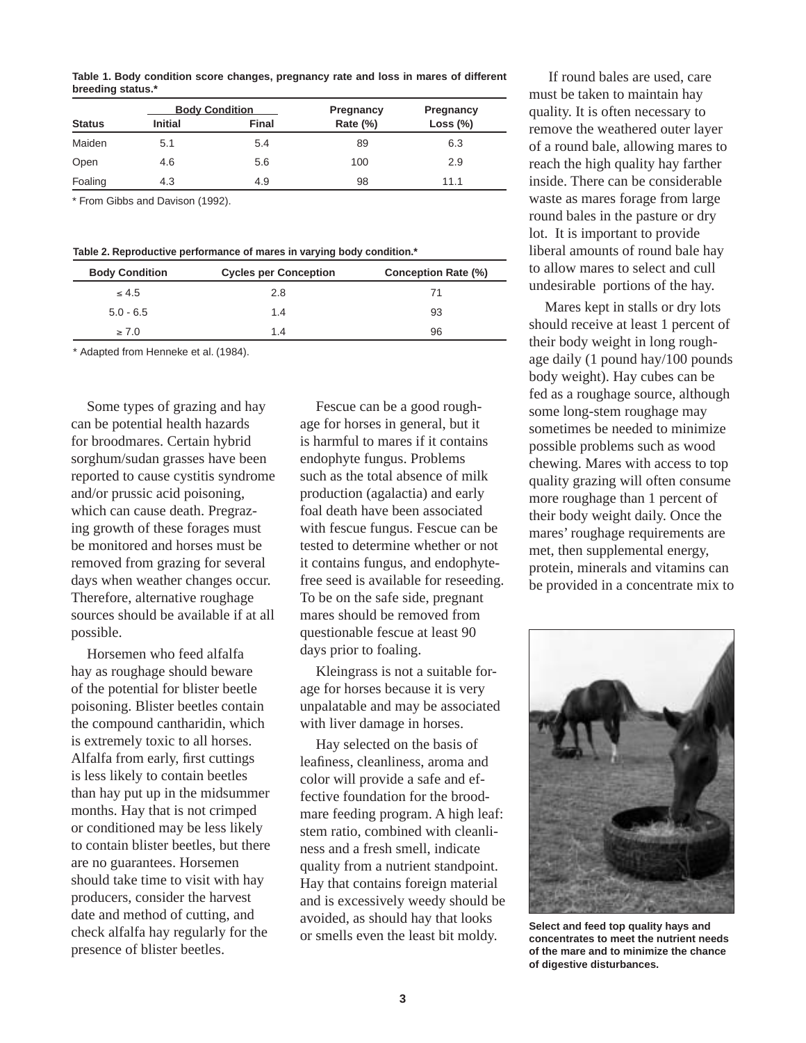**Table 1. Body condition score changes, pregnancy rate and loss in mares of different breeding status.***

| Status | Body Condition | | Pregnancy | Pregnancy |
|---|---|---|---|---|
| | Initial | Final | Rate (%) | Loss (%) |
| Maiden | 5.1 | 5.4 | 89 | 6.3 |
| Open | 4.6 | 5.6 | 100 | 2.9 |
| Foaling | 4.3 | 4.9 | 98 | 11.1 |

* From Gibbs and Davison (1992).

**Table 2. Reproductive performance of mares in varying body condition.***

| Body Condition | Cycles per Conception | Conception Rate (%) |
|---|---|---|
| ≤ 4.5 | 2.8 | 71 |
| 5.0 - 6.5 | 1.4 | 93 |
| ≥ 7.0 | 1.4 | 96 |

* Adapted from Henneke et al. (1984).

Some types of grazing and hay can be potential health hazards for broodmares. Certain hybrid sorghum/sudan grasses have been reported to cause cystitis syndrome and/or prussic acid poisoning, which can cause death. Pregrazing growth of these forages must be monitored and horses must be removed from grazing for several days when weather changes occur. Therefore, alternative roughage sources should be available if at all possible.

Horsemen who feed alfalfa hay as roughage should beware of the potential for blister beetle poisoning. Blister beetles contain the compound cantharidin, which is extremely toxic to all horses. Alfalfa from early, first cuttings is less likely to contain beetles than hay put up in the midsummer months. Hay that is not crimped or conditioned may be less likely to contain blister beetles, but there are no guarantees. Horsemen should take time to visit with hay producers, consider the harvest date and method of cutting, and check alfalfa hay regularly for the presence of blister beetles.

Fescue can be a good roughage for horses in general, but it is harmful to mares if it contains endophyte fungus. Problems such as the total absence of milk production (agalactia) and early foal death have been associated with fescue fungus. Fescue can be tested to determine whether or not it contains fungus, and endophyte-free seed is available for reseeding. To be on the safe side, pregnant mares should be removed from questionable fescue at least 90 days prior to foaling.

Kleingrass is not a suitable forage for horses because it is very unpalatable and may be associated with liver damage in horses.

Hay selected on the basis of leafiness, cleanliness, aroma and color will provide a safe and effective foundation for the broodmare feeding program. A high leaf: stem ratio, combined with cleanliness and a fresh smell, indicate quality from a nutrient standpoint. Hay that contains foreign material and is excessively weedy should be avoided, as should hay that looks or smells even the least bit moldy.

If round bales are used, care must be taken to maintain hay quality. It is often necessary to remove the weathered outer layer of a round bale, allowing mares to reach the high quality hay farther inside. There can be considerable waste as mares forage from large round bales in the pasture or dry lot. It is important to provide liberal amounts of round bale hay to allow mares to select and cull undesirable portions of the hay.

Mares kept in stalls or dry lots should receive at least 1 percent of their body weight in long roughage daily (1 pound hay/100 pounds body weight). Hay cubes can be fed as a roughage source, although some long-stem roughage may sometimes be needed to minimize possible problems such as wood chewing. Mares with access to top quality grazing will often consume more roughage than 1 percent of their body weight daily. Once the mares' roughage requirements are met, then supplemental energy, protein, minerals and vitamins can be provided in a concentrate mix to

**Select and feed top quality hays and concentrates to meet the nutrient needs of the mare and to minimize the chance of digestive disturbances.**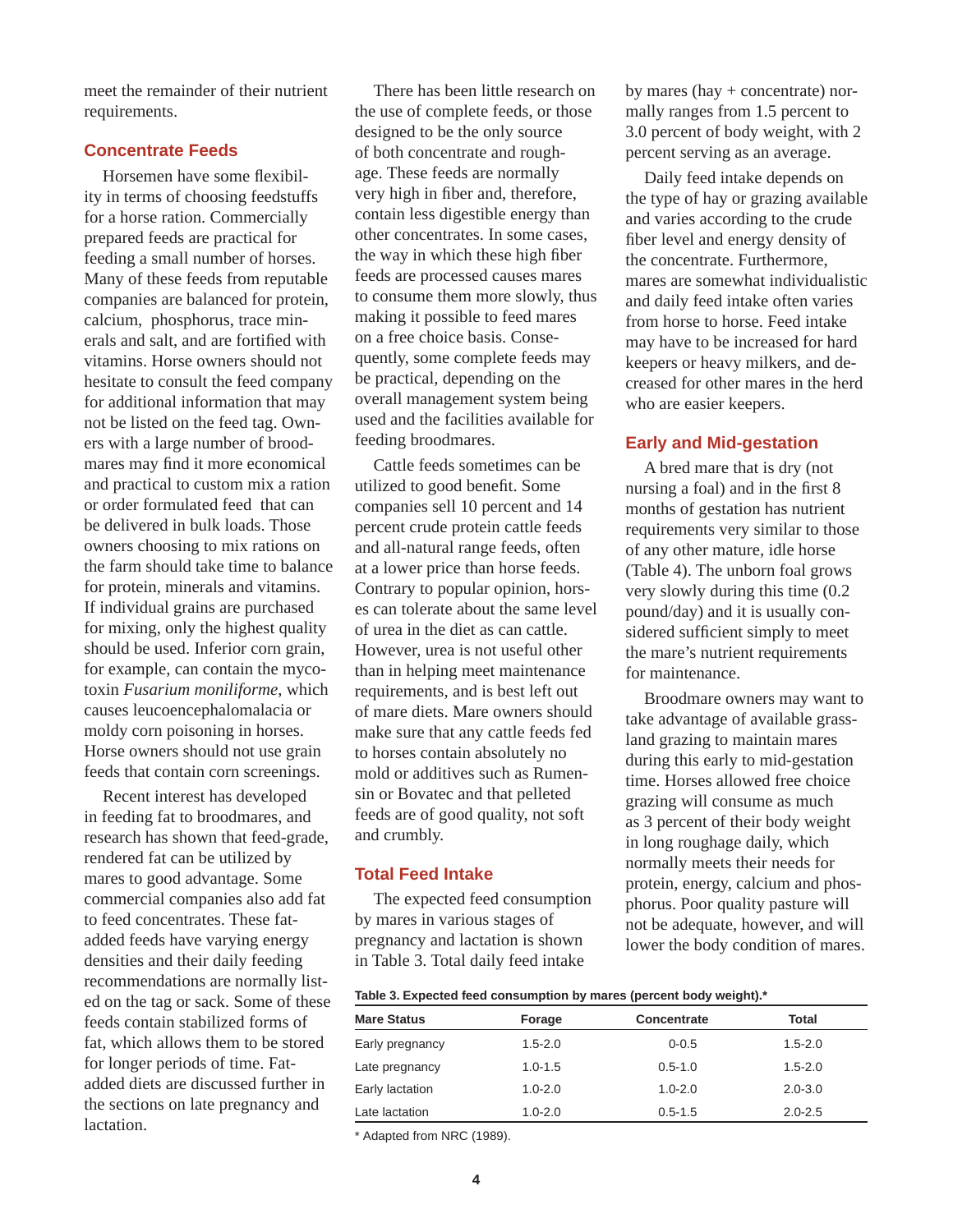meet the remainder of their nutrient requirements.

## Concentrate Feeds

Horsemen have some flexibility in terms of choosing feedstuffs for a horse ration. Commercially prepared feeds are practical for feeding a small number of horses. Many of these feeds from reputable companies are balanced for protein, calcium, phosphorus, trace minerals and salt, and are fortified with vitamins. Horse owners should not hesitate to consult the feed company for additional information that may not be listed on the feed tag. Owners with a large number of broodmares may find it more economical and practical to custom mix a ration or order formulated feed that can be delivered in bulk loads. Those owners choosing to mix rations on the farm should take time to balance for protein, minerals and vitamins. If individual grains are purchased for mixing, only the highest quality should be used. Inferior corn grain, for example, can contain the mycotoxin *Fusarium moniliforme*, which causes leucoencephalomalacia or moldy corn poisoning in horses. Horse owners should not use grain feeds that contain corn screenings.

Recent interest has developed in feeding fat to broodmares, and research has shown that feed-grade, rendered fat can be utilized by mares to good advantage. Some commercial companies also add fat to feed concentrates. These fat-added feeds have varying energy densities and their daily feeding recommendations are normally listed on the tag or sack. Some of these feeds contain stabilized forms of fat, which allows them to be stored for longer periods of time. Fat-added diets are discussed further in the sections on late pregnancy and lactation.

There has been little research on the use of complete feeds, or those designed to be the only source of both concentrate and roughage. These feeds are normally very high in fiber and, therefore, contain less digestible energy than other concentrates. In some cases, the way in which these high fiber feeds are processed causes mares to consume them more slowly, thus making it possible to feed mares on a free choice basis. Consequently, some complete feeds may be practical, depending on the overall management system being used and the facilities available for feeding broodmares.

Cattle feeds sometimes can be utilized to good benefit. Some companies sell 10 percent and 14 percent crude protein cattle feeds and all-natural range feeds, often at a lower price than horse feeds. Contrary to popular opinion, horses can tolerate about the same level of urea in the diet as can cattle. However, urea is not useful other than in helping meet maintenance requirements, and is best left out of mare diets. Mare owners should make sure that any cattle feeds fed to horses contain absolutely no mold or additives such as Rumensin or Bovatec and that pelleted feeds are of good quality, not soft and crumbly.

## Total Feed Intake

The expected feed consumption by mares in various stages of pregnancy and lactation is shown in Table 3. Total daily feed intake by mares (hay + concentrate) normally ranges from 1.5 percent to 3.0 percent of body weight, with 2 percent serving as an average.

Daily feed intake depends on the type of hay or grazing available and varies according to the crude fiber level and energy density of the concentrate. Furthermore, mares are somewhat individualistic and daily feed intake often varies from horse to horse. Feed intake may have to be increased for hard keepers or heavy milkers, and decreased for other mares in the herd who are easier keepers.

## Early and Mid-gestation

A bred mare that is dry (not nursing a foal) and in the first 8 months of gestation has nutrient requirements very similar to those of any other mature, idle horse (Table 4). The unborn foal grows very slowly during this time (0.2 pound/day) and it is usually considered sufficient simply to meet the mare's nutrient requirements for maintenance.

Broodmare owners may want to take advantage of available grassland grazing to maintain mares during this early to mid-gestation time. Horses allowed free choice grazing will consume as much as 3 percent of their body weight in long roughage daily, which normally meets their needs for protein, energy, calcium and phosphorus. Poor quality pasture will not be adequate, however, and will lower the body condition of mares.

**Table 3. Expected feed consumption by mares (percent body weight).***

| Mare Status | Forage | Concentrate | Total |
|---|---|---|---|
| Early pregnancy | 1.5-2.0 | 0-0.5 | 1.5-2.0 |
| Late pregnancy | 1.0-1.5 | 0.5-1.0 | 1.5-2.0 |
| Early lactation | 1.0-2.0 | 1.0-2.0 | 2.0-3.0 |
| Late lactation | 1.0-2.0 | 0.5-1.5 | 2.0-2.5 |

\* Adapted from NRC (1989).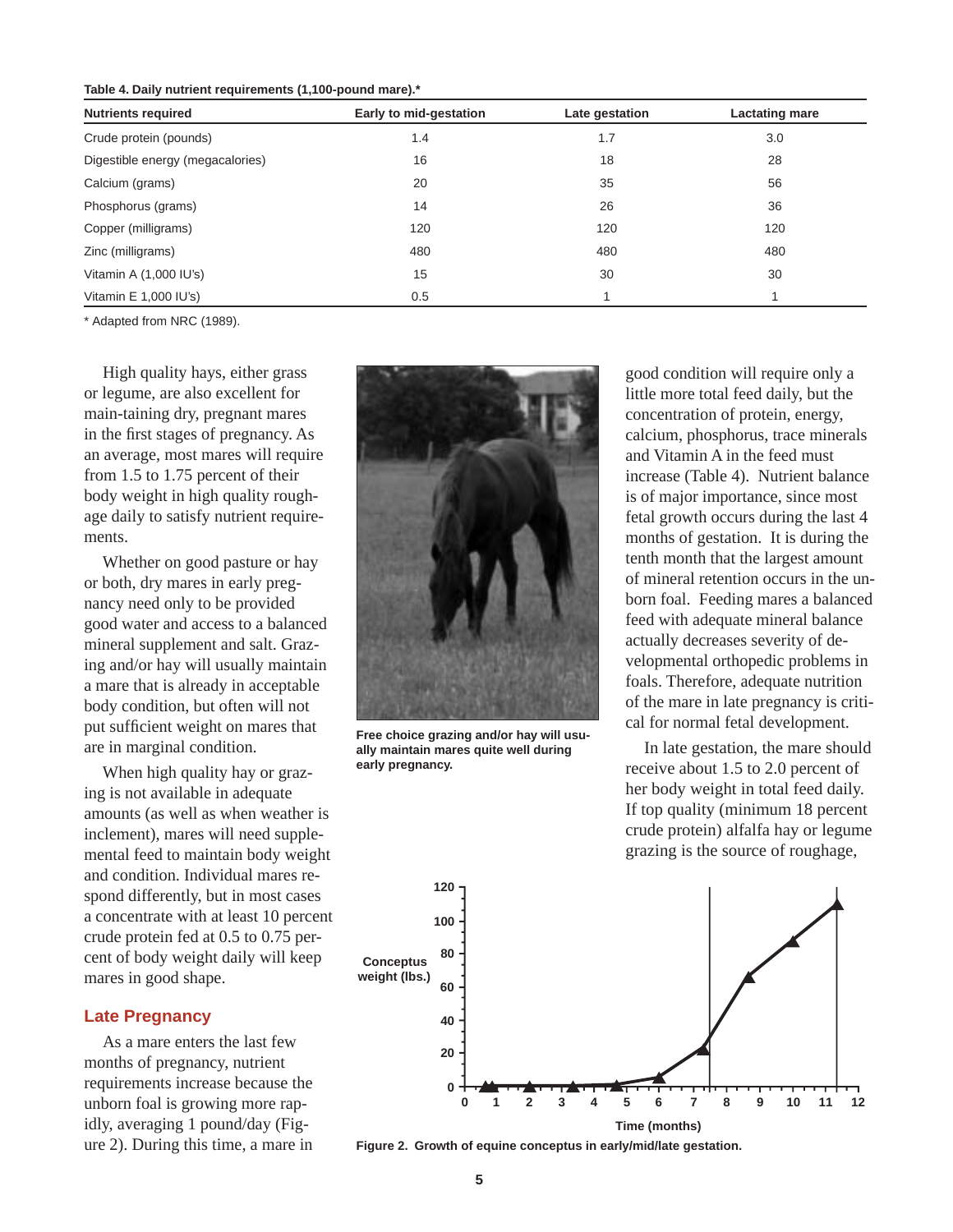**Table 4. Daily nutrient requirements (1,100-pound mare).***

| Nutrients required | Early to mid-gestation | Late gestation | Lactating mare |
|---|---|---|---|
| Crude protein (pounds) | 1.4 | 1.7 | 3.0 |
| Digestible energy (megacalories) | 16 | 18 | 28 |
| Calcium (grams) | 20 | 35 | 56 |
| Phosphorus (grams) | 14 | 26 | 36 |
| Copper (milligrams) | 120 | 120 | 120 |
| Zinc (milligrams) | 480 | 480 | 480 |
| Vitamin A (1,000 IU's) | 15 | 30 | 30 |
| Vitamin E 1,000 IU's) | 0.5 | 1 | 1 |

* Adapted from NRC (1989).

High quality hays, either grass or legume, are also excellent for main-taining dry, pregnant mares in the first stages of pregnancy. As an average, most mares will require from 1.5 to 1.75 percent of their body weight in high quality roughage daily to satisfy nutrient requirements.

Whether on good pasture or hay or both, dry mares in early pregnancy need only to be provided good water and access to a balanced mineral supplement and salt. Grazing and/or hay will usually maintain a mare that is already in acceptable body condition, but often will not put sufficient weight on mares that are in marginal condition.

When high quality hay or grazing is not available in adequate amounts (as well as when weather is inclement), mares will need supplemental feed to maintain body weight and condition. Individual mares respond differently, but in most cases a concentrate with at least 10 percent crude protein fed at 0.5 to 0.75 percent of body weight daily will keep mares in good shape.

Free choice grazing and/or hay will usually maintain mares quite well during early pregnancy.

## Late Pregnancy

As a mare enters the last few months of pregnancy, nutrient requirements increase because the unborn foal is growing more rapidly, averaging 1 pound/day (Figure 2). During this time, a mare in good condition will require only a little more total feed daily, but the concentration of protein, energy, calcium, phosphorus, trace minerals and Vitamin A in the feed must increase (Table 4). Nutrient balance is of major importance, since most fetal growth occurs during the last 4 months of gestation. It is during the tenth month that the largest amount of mineral retention occurs in the unborn foal. Feeding mares a balanced feed with adequate mineral balance actually decreases severity of developmental orthopedic problems in foals. Therefore, adequate nutrition of the mare in late pregnancy is critical for normal fetal development.

In late gestation, the mare should receive about 1.5 to 2.0 percent of her body weight in total feed daily. If top quality (minimum 18 percent crude protein) alfalfa hay or legume grazing is the source of roughage,

**Figure 2. Growth of equine conceptus in early/mid/late gestation.**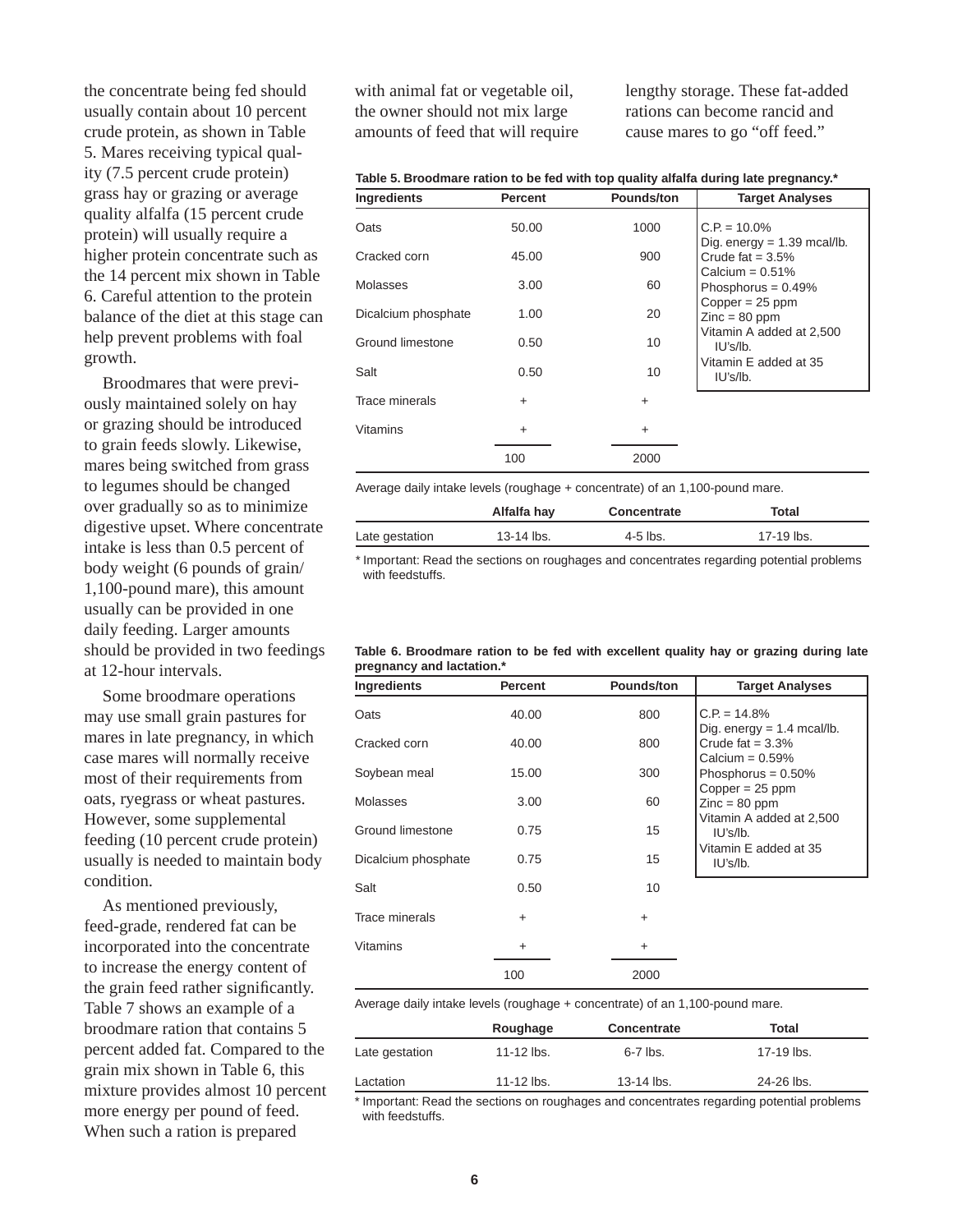the concentrate being fed should usually contain about 10 percent crude protein, as shown in Table 5. Mares receiving typical quality (7.5 percent crude protein) grass hay or grazing or average quality alfalfa (15 percent crude protein) will usually require a higher protein concentrate such as the 14 percent mix shown in Table 6. Careful attention to the protein balance of the diet at this stage can help prevent problems with foal growth.

Broodmares that were previously maintained solely on hay or grazing should be introduced to grain feeds slowly. Likewise, mares being switched from grass to legumes should be changed over gradually so as to minimize digestive upset. Where concentrate intake is less than 0.5 percent of body weight (6 pounds of grain/ 1,100-pound mare), this amount usually can be provided in one daily feeding. Larger amounts should be provided in two feedings at 12-hour intervals.

Some broodmare operations may use small grain pastures for mares in late pregnancy, in which case mares will normally receive most of their requirements from oats, ryegrass or wheat pastures. However, some supplemental feeding (10 percent crude protein) usually is needed to maintain body condition.

As mentioned previously, feed-grade, rendered fat can be incorporated into the concentrate to increase the energy content of the grain feed rather significantly. Table 7 shows an example of a broodmare ration that contains 5 percent added fat. Compared to the grain mix shown in Table 6, this mixture provides almost 10 percent more energy per pound of feed. When such a ration is prepared with animal fat or vegetable oil, the owner should not mix large amounts of feed that will require lengthy storage. These fat-added rations can become rancid and cause mares to go "off feed."

**Table 5. Broodmare ration to be fed with top quality alfalfa during late pregnancy.***

| Ingredients | Percent | Pounds/ton | Target Analyses |
|---|---|---|---|
| Oats | 50.00 | 1000 | C.P. = 10.0% |
| Cracked corn | 45.00 | 900 | Dig. energy = 1.39 mcal/lb. |
| Molasses | 3.00 | 60 | Crude fat = 3.5% |
| Dicalcium phosphate | 1.00 | 20 | Calcium = 0.51% |
| Ground limestone | 0.50 | 10 | Phosphorus = 0.49% |
| Salt | 0.50 | 10 | Copper = 25 ppm |
| Trace minerals | + | + | Zinc = 80 ppm |
| Vitamins | + | + | Vitamin A added at 2,500 IU's/lb. |
| | 100 | 2000 | Vitamin E added at 35 IU's/lb. |

Average daily intake levels (roughage + concentrate) of an 1,100-pound mare.

| | Alfalfa hay | Concentrate | Total |
|---|---|---|---|
| Late gestation | 13-14 lbs. | 4-5 lbs. | 17-19 lbs. |

\* Important: Read the sections on roughages and concentrates regarding potential problems with feedstuffs.

**Table 6. Broodmare ration to be fed with excellent quality hay or grazing during late pregnancy and lactation.***

| Ingredients | Percent | Pounds/ton | Target Analyses |
|---|---|---|---|
| Oats | 40.00 | 800 | C.P. = 14.8% |
| Cracked corn | 40.00 | 800 | Dig. energy = 1.4 mcal/lb. |
| Soybean meal | 15.00 | 300 | Crude fat = 3.3% |
| Molasses | 3.00 | 60 | Calcium = 0.59% |
| Ground limestone | 0.75 | 15 | Phosphorus = 0.50% |
| Dicalcium phosphate | 0.75 | 15 | Copper = 25 ppm |
| Salt | 0.50 | 10 | Zinc = 80 ppm |
| Trace minerals | + | + | Vitamin A added at 2,500 IU's/lb. |
| Vitamins | + | + | Vitamin E added at 35 IU's/lb. |
| | 100 | 2000 | |

Average daily intake levels (roughage + concentrate) of an 1,100-pound mare.

| | Roughage | Concentrate | Total |
|---|---|---|---|
| Late gestation | 11-12 lbs. | 6-7 lbs. | 17-19 lbs. |
| Lactation | 11-12 lbs. | 13-14 lbs. | 24-26 lbs. |

\* Important: Read the sections on roughages and concentrates regarding potential problems with feedstuffs.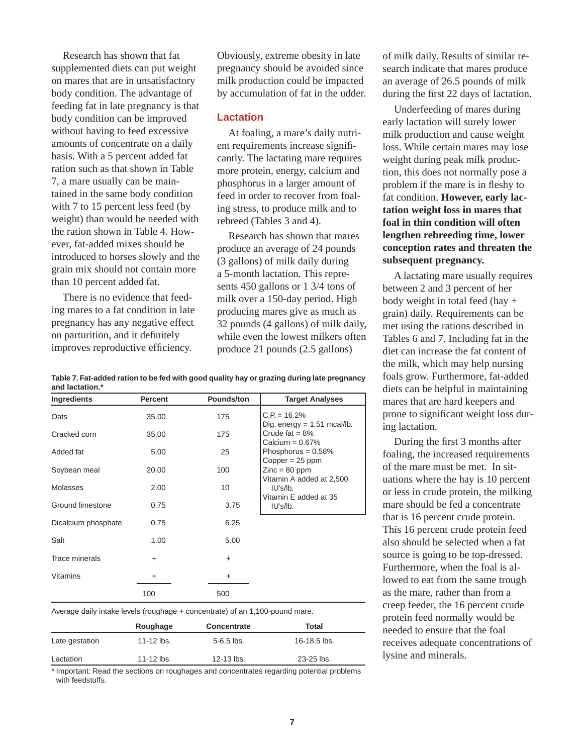Research has shown that fat supplemented diets can put weight on mares that are in unsatisfactory body condition. The advantage of feeding fat in late pregnancy is that body condition can be improved without having to feed excessive amounts of concentrate on a daily basis. With a 5 percent added fat ration such as that shown in Table 7, a mare usually can be maintained in the same body condition with 7 to 15 percent less feed (by weight) than would be needed with the ration shown in Table 4. However, fat-added mixes should be introduced to horses slowly and the grain mix should not contain more than 10 percent added fat.

There is no evidence that feeding mares to a fat condition in late pregnancy has any negative effect on parturition, and it definitely improves reproductive efficiency. Obviously, extreme obesity in late pregnancy should be avoided since milk production could be impacted by accumulation of fat in the udder.

## Lactation

At foaling, a mare's daily nutrient requirements increase significantly. The lactating mare requires more protein, energy, calcium and phosphorus in a larger amount of feed in order to recover from foaling stress, to produce milk and to rebreed (Tables 3 and 4).

Research has shown that mares produce an average of 24 pounds (3 gallons) of milk daily during a 5-month lactation. This represents 450 gallons or 1 3/4 tons of milk over a 150-day period. High producing mares give as much as 32 pounds (4 gallons) of milk daily, while even the lowest milkers often produce 21 pounds (2.5 gallons) of milk daily. Results of similar research indicate that mares produce an average of 26.5 pounds of milk during the first 22 days of lactation.

Underfeeding of mares during early lactation will surely lower milk production and cause weight loss. While certain mares may lose weight during peak milk production, this does not normally pose a problem if the mare is in fleshy to fat condition. **However, early lactation weight loss in mares that foal in thin condition will often lengthen rebreeding time, lower conception rates and threaten the subsequent pregnancy.**

A lactating mare usually requires between 2 and 3 percent of her body weight in total feed (hay + grain) daily. Requirements can be met using the rations described in Tables 6 and 7. Including fat in the diet can increase the fat content of the milk, which may help nursing foals grow. Furthermore, fat-added diets can be helpful in maintaining mares that are hard keepers and prone to significant weight loss during lactation.

During the first 3 months after foaling, the increased requirements of the mare must be met. In situations where the hay is 10 percent or less in crude protein, the milking mare should be fed a concentrate that is 16 percent crude protein. This 16 percent crude protein feed also should be selected when a fat source is going to be top-dressed. Furthermore, when the foal is allowed to eat from the same trough as the mare, rather than from a creep feeder, the 16 percent crude protein feed normally would be needed to ensure that the foal receives adequate concentrations of lysine and minerals.

**Table 7. Fat-added ration to be fed with good quality hay or grazing during late pregnancy and lactation.***

| Ingredients | Percent | Pounds/ton | Target Analyses |
|---|---|---|---|
| Oats | 35.00 | 175 | C.P. = 16.2% |
| Cracked corn | 35.00 | 175 | Dig. energy = 1.51 mcal/lb. |
| Added fat | 5.00 | 25 | Crude fat = 8% |
| Soybean meal | 20.00 | 100 | Calcium = 0.67% |
| Molasses | 2.00 | 10 | Phosphorus = 0.58% |
| Ground limestone | 0.75 | 3.75 | Copper = 25 ppm |
| Dicalcium phosphate | 0.75 | 6.25 | Zinc = 80 ppm |
| Salt | 1.00 | 5.00 | Vitamin A added at 2,500 IU's/lb. |
| Trace minerals | + | + | Vitamin E added at 35 IU's/lb. |
| Vitamins | + | + | |
| | 100 | 500 | |

Average daily intake levels (roughage + concentrate) of an 1,100-pound mare.

| | Roughage | Concentrate | Total |
|---|---|---|---|
| Late gestation | 11-12 lbs. | 5-6.5 lbs. | 16-18.5 lbs. |
| Lactation | 11-12 lbs. | 12-13 lbs. | 23-25 lbs. |

* Important: Read the sections on roughages and concentrates regarding potential problems with feedstuffs.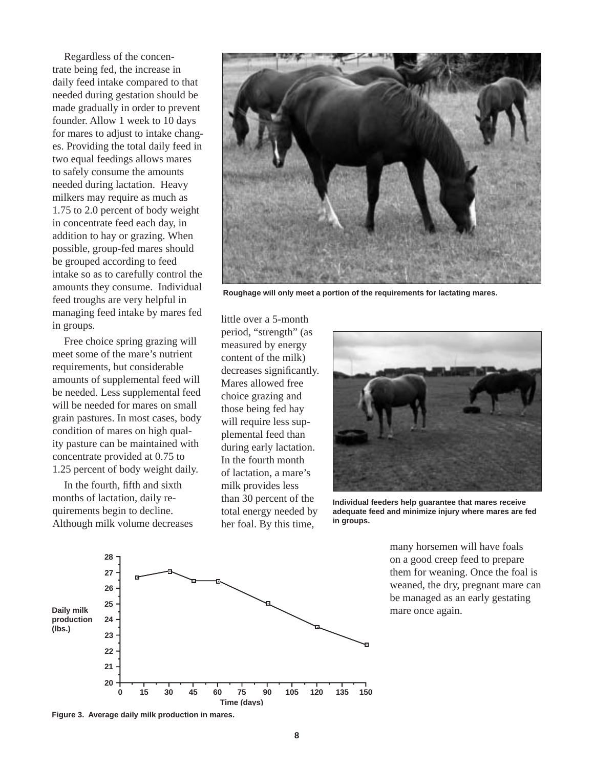Regardless of the concentrate being fed, the increase in daily feed intake compared to that needed during gestation should be made gradually in order to prevent founder. Allow 1 week to 10 days for mares to adjust to intake changes. Providing the total daily feed in two equal feedings allows mares to safely consume the amounts needed during lactation. Heavy milkers may require as much as 1.75 to 2.0 percent of body weight in concentrate feed each day, in addition to hay or grazing. When possible, group-fed mares should be grouped according to feed intake so as to carefully control the amounts they consume. Individual feed troughs are very helpful in managing feed intake by mares fed in groups.

Free choice spring grazing will meet some of the mare's nutrient requirements, but considerable amounts of supplemental feed will be needed. Less supplemental feed will be needed for mares on small grain pastures. In most cases, body condition of mares on high quality pasture can be maintained with concentrate provided at 0.75 to 1.25 percent of body weight daily.

In the fourth, fifth and sixth months of lactation, daily requirements begin to decline. Although milk volume decreases little over a 5-month period, "strength" (as measured by energy content of the milk) decreases significantly. Mares allowed free choice grazing and those being fed hay will require less supplemental feed than during early lactation. In the fourth month of lactation, a mare's milk provides less than 30 percent of the total energy needed by her foal. By this time, many horsemen will have foals on a good creep feed to prepare them for weaning. Once the foal is weaned, the dry, pregnant mare can be managed as an early gestating mare once again.

Roughage will only meet a portion of the requirements for lactating mares.

Individual feeders help guarantee that mares receive adequate feed and minimize injury where mares are fed in groups.

Figure 3. Average daily milk production in mares.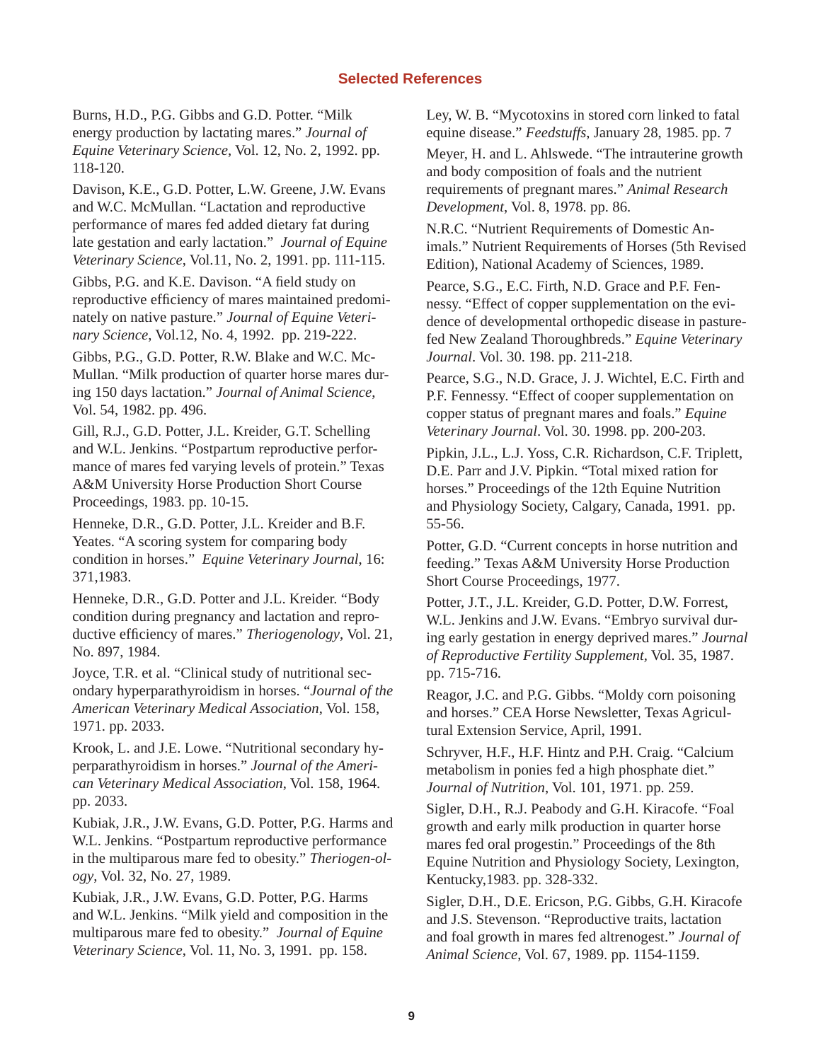## Selected References

Burns, H.D., P.G. Gibbs and G.D. Potter. "Milk energy production by lactating mares." *Journal of Equine Veterinary Science*, Vol. 12, No. 2, 1992. pp. 118-120.

Davison, K.E., G.D. Potter, L.W. Greene, J.W. Evans and W.C. McMullan. "Lactation and reproductive performance of mares fed added dietary fat during late gestation and early lactation." *Journal of Equine Veterinary Science*, Vol.11, No. 2, 1991. pp. 111-115.

Gibbs, P.G. and K.E. Davison. "A field study on reproductive efficiency of mares maintained predominately on native pasture." *Journal of Equine Veterinary Science*, Vol.12, No. 4, 1992. pp. 219-222.

Gibbs, P.G., G.D. Potter, R.W. Blake and W.C. McMullan. "Milk production of quarter horse mares during 150 days lactation." *Journal of Animal Science*, Vol. 54, 1982. pp. 496.

Gill, R.J., G.D. Potter, J.L. Kreider, G.T. Schelling and W.L. Jenkins. "Postpartum reproductive performance of mares fed varying levels of protein." Texas A&M University Horse Production Short Course Proceedings, 1983. pp. 10-15.

Henneke, D.R., G.D. Potter, J.L. Kreider and B.F. Yeates. "A scoring system for comparing body condition in horses." *Equine Veterinary Journal*, 16: 371,1983.

Henneke, D.R., G.D. Potter and J.L. Kreider. "Body condition during pregnancy and lactation and reproductive efficiency of mares." *Theriogenology*, Vol. 21, No. 897, 1984.

Joyce, T.R. et al. "Clinical study of nutritional secondary hyperparathyroidism in horses. "*Journal of the American Veterinary Medical Association*, Vol. 158, 1971. pp. 2033.

Krook, L. and J.E. Lowe. "Nutritional secondary hyperparathyroidism in horses." *Journal of the American Veterinary Medical Association*, Vol. 158, 1964. pp. 2033.

Kubiak, J.R., J.W. Evans, G.D. Potter, P.G. Harms and W.L. Jenkins. "Postpartum reproductive performance in the multiparous mare fed to obesity." *Theriogen-ology*, Vol. 32, No. 27, 1989.

Kubiak, J.R., J.W. Evans, G.D. Potter, P.G. Harms and W.L. Jenkins. "Milk yield and composition in the multiparous mare fed to obesity." *Journal of Equine Veterinary Science*, Vol. 11, No. 3, 1991. pp. 158.

Ley, W. B. "Mycotoxins in stored corn linked to fatal equine disease." *Feedstuffs*, January 28, 1985. pp. 7

Meyer, H. and L. Ahlswede. "The intrauterine growth and body composition of foals and the nutrient requirements of pregnant mares." *Animal Research Development*, Vol. 8, 1978. pp. 86.

N.R.C. "Nutrient Requirements of Domestic Animals." Nutrient Requirements of Horses (5th Revised Edition), National Academy of Sciences, 1989.

Pearce, S.G., E.C. Firth, N.D. Grace and P.F. Fennessy. "Effect of copper supplementation on the evidence of developmental orthopedic disease in pasture-fed New Zealand Thoroughbreds." *Equine Veterinary Journal*. Vol. 30. 198. pp. 211-218.

Pearce, S.G., N.D. Grace, J. J. Wichtel, E.C. Firth and P.F. Fennessy. "Effect of cooper supplementation on copper status of pregnant mares and foals." *Equine Veterinary Journal*. Vol. 30. 1998. pp. 200-203.

Pipkin, J.L., L.J. Yoss, C.R. Richardson, C.F. Triplett, D.E. Parr and J.V. Pipkin. "Total mixed ration for horses." Proceedings of the 12th Equine Nutrition and Physiology Society, Calgary, Canada, 1991. pp. 55-56.

Potter, G.D. "Current concepts in horse nutrition and feeding." Texas A&M University Horse Production Short Course Proceedings, 1977.

Potter, J.T., J.L. Kreider, G.D. Potter, D.W. Forrest, W.L. Jenkins and J.W. Evans. "Embryo survival during early gestation in energy deprived mares." *Journal of Reproductive Fertility Supplement*, Vol. 35, 1987. pp. 715-716.

Reagor, J.C. and P.G. Gibbs. "Moldy corn poisoning and horses." CEA Horse Newsletter, Texas Agricultural Extension Service, April, 1991.

Schryver, H.F., H.F. Hintz and P.H. Craig. "Calcium metabolism in ponies fed a high phosphate diet." *Journal of Nutrition*, Vol. 101, 1971. pp. 259.

Sigler, D.H., R.J. Peabody and G.H. Kiracofe. "Foal growth and early milk production in quarter horse mares fed oral progestin." Proceedings of the 8th Equine Nutrition and Physiology Society, Lexington, Kentucky,1983. pp. 328-332.

Sigler, D.H., D.E. Ericson, P.G. Gibbs, G.H. Kiracofe and J.S. Stevenson. "Reproductive traits, lactation and foal growth in mares fed altrenogest." *Journal of Animal Science*, Vol. 67, 1989. pp. 1154-1159.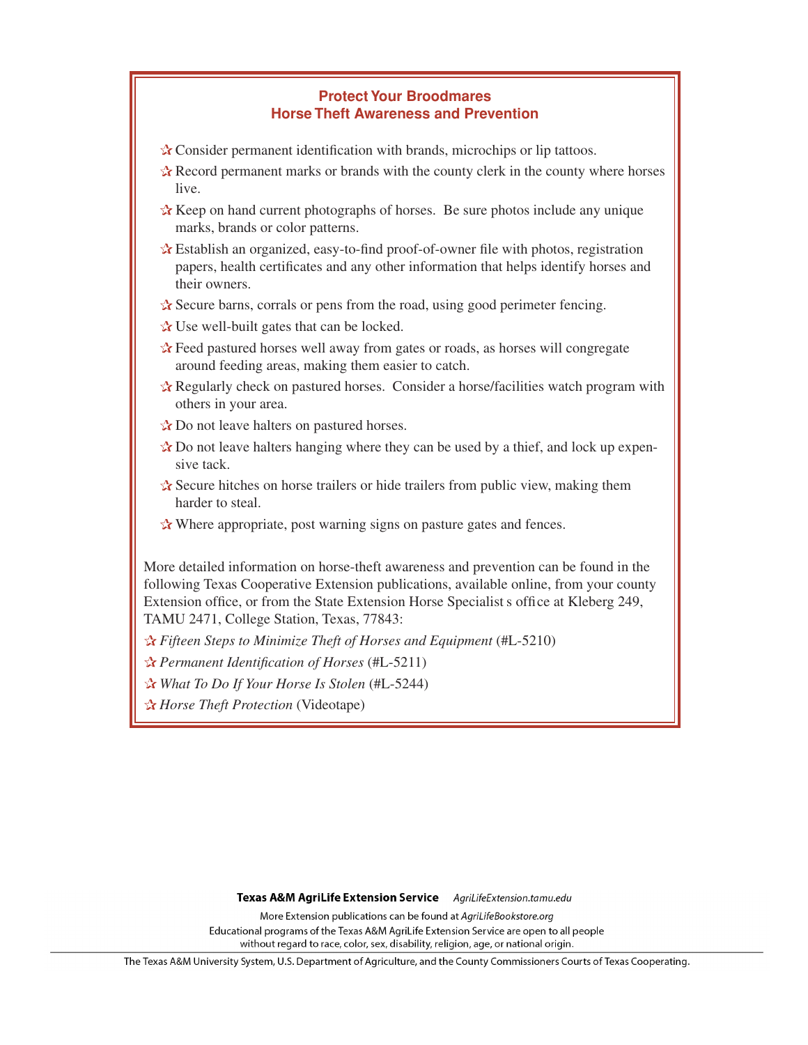## Protect Your Broodmares
## Horse Theft Awareness and Prevention

- Consider permanent identification with brands, microchips or lip tattoos.
- Record permanent marks or brands with the county clerk in the county where horses live.
- Keep on hand current photographs of horses. Be sure photos include any unique marks, brands or color patterns.
- Establish an organized, easy-to-find proof-of-owner file with photos, registration papers, health certificates and any other information that helps identify horses and their owners.
- Secure barns, corrals or pens from the road, using good perimeter fencing.
- Use well-built gates that can be locked.
- Feed pastured horses well away from gates or roads, as horses will congregate around feeding areas, making them easier to catch.
- Regularly check on pastured horses. Consider a horse/facilities watch program with others in your area.
- Do not leave halters on pastured horses.
- Do not leave halters hanging where they can be used by a thief, and lock up expensive tack.
- Secure hitches on horse trailers or hide trailers from public view, making them harder to steal.
- Where appropriate, post warning signs on pasture gates and fences.

More detailed information on horse-theft awareness and prevention can be found in the following Texas Cooperative Extension publications, available online, from your county Extension office, or from the State Extension Horse Specialist s office at Kleberg 249, TAMU 2471, College Station, Texas, 77843:

- *Fifteen Steps to Minimize Theft of Horses and Equipment* (#L-5210)
- *Permanent Identification of Horses* (#L-5211)
- *What To Do If Your Horse Is Stolen* (#L-5244)
- *Horse Theft Protection* (Videotape)

**Texas A&M AgriLife Extension Service** *AgriLifeExtension.tamu.edu*

More Extension publications can be found at *AgriLifeBookstore.org*

Educational programs of the Texas A&M AgriLife Extension Service are open to all people without regard to race, color, sex, disability, religion, age, or national origin.

The Texas A&M University System, U.S. Department of Agriculture, and the County Commissioners Courts of Texas Cooperating.